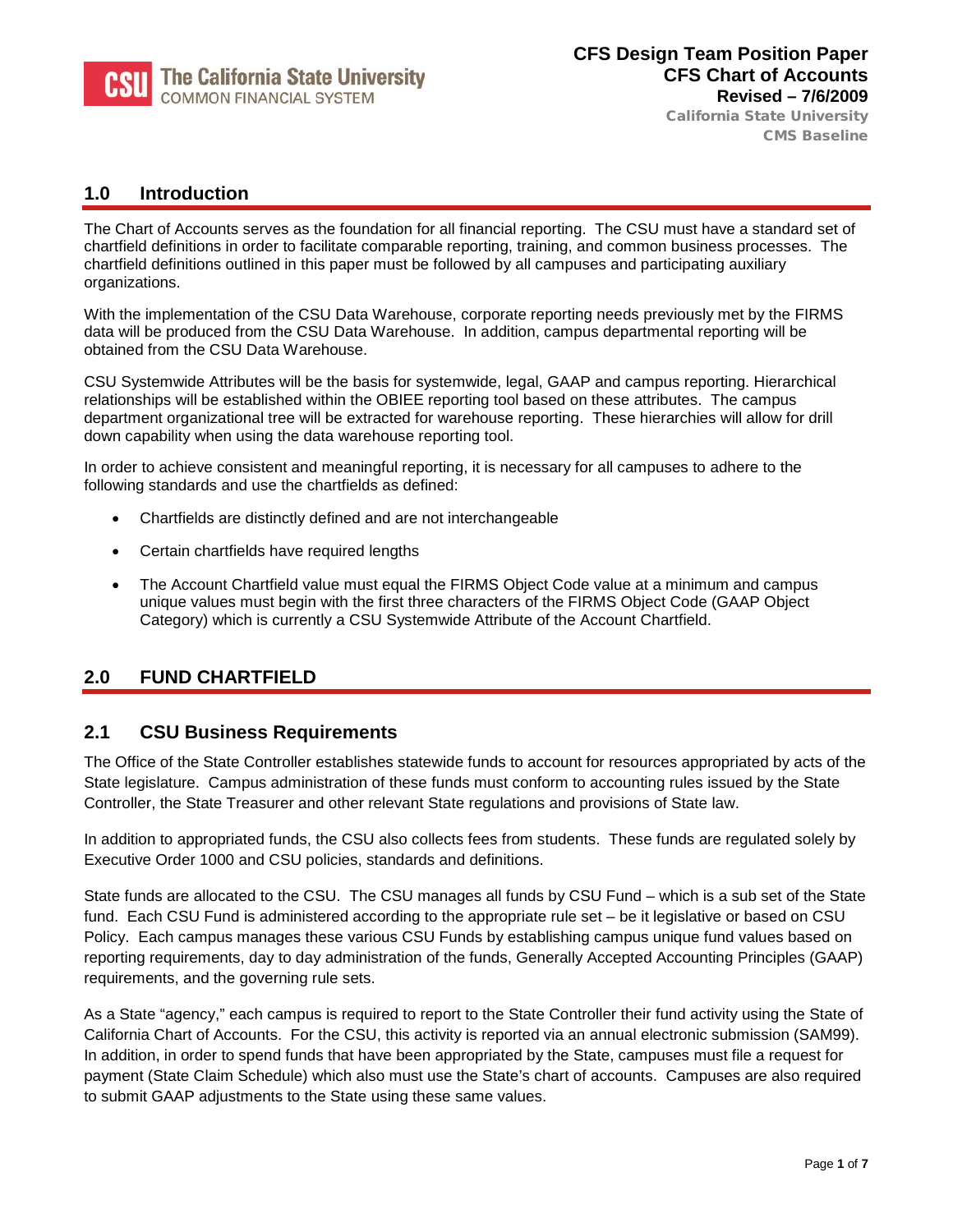**CSU The California State University**
COMMON FINANCIAL SYSTEM

**CFS Design Team Position Paper**
**CFS Chart of Accounts**
**Revised – 7/6/2009**
**California State University**
**CMS Baseline**

## 1.0 Introduction

The Chart of Accounts serves as the foundation for all financial reporting. The CSU must have a standard set of chartfield definitions in order to facilitate comparable reporting, training, and common business processes. The chartfield definitions outlined in this paper must be followed by all campuses and participating auxiliary organizations.

With the implementation of the CSU Data Warehouse, corporate reporting needs previously met by the FIRMS data will be produced from the CSU Data Warehouse. In addition, campus departmental reporting will be obtained from the CSU Data Warehouse.

CSU Systemwide Attributes will be the basis for systemwide, legal, GAAP and campus reporting. Hierarchical relationships will be established within the OBIEE reporting tool based on these attributes. The campus department organizational tree will be extracted for warehouse reporting. These hierarchies will allow for drill down capability when using the data warehouse reporting tool.

In order to achieve consistent and meaningful reporting, it is necessary for all campuses to adhere to the following standards and use the chartfields as defined:

- Chartfields are distinctly defined and are not interchangeable
- Certain chartfields have required lengths
- The Account Chartfield value must equal the FIRMS Object Code value at a minimum and campus unique values must begin with the first three characters of the FIRMS Object Code (GAAP Object Category) which is currently a CSU Systemwide Attribute of the Account Chartfield.

## 2.0 FUND CHARTFIELD

### 2.1 CSU Business Requirements

The Office of the State Controller establishes statewide funds to account for resources appropriated by acts of the State legislature. Campus administration of these funds must conform to accounting rules issued by the State Controller, the State Treasurer and other relevant State regulations and provisions of State law.

In addition to appropriated funds, the CSU also collects fees from students. These funds are regulated solely by Executive Order 1000 and CSU policies, standards and definitions.

State funds are allocated to the CSU. The CSU manages all funds by CSU Fund – which is a sub set of the State fund. Each CSU Fund is administered according to the appropriate rule set – be it legislative or based on CSU Policy. Each campus manages these various CSU Funds by establishing campus unique fund values based on reporting requirements, day to day administration of the funds, Generally Accepted Accounting Principles (GAAP) requirements, and the governing rule sets.

As a State "agency," each campus is required to report to the State Controller their fund activity using the State of California Chart of Accounts. For the CSU, this activity is reported via an annual electronic submission (SAM99). In addition, in order to spend funds that have been appropriated by the State, campuses must file a request for payment (State Claim Schedule) which also must use the State's chart of accounts. Campuses are also required to submit GAAP adjustments to the State using these same values.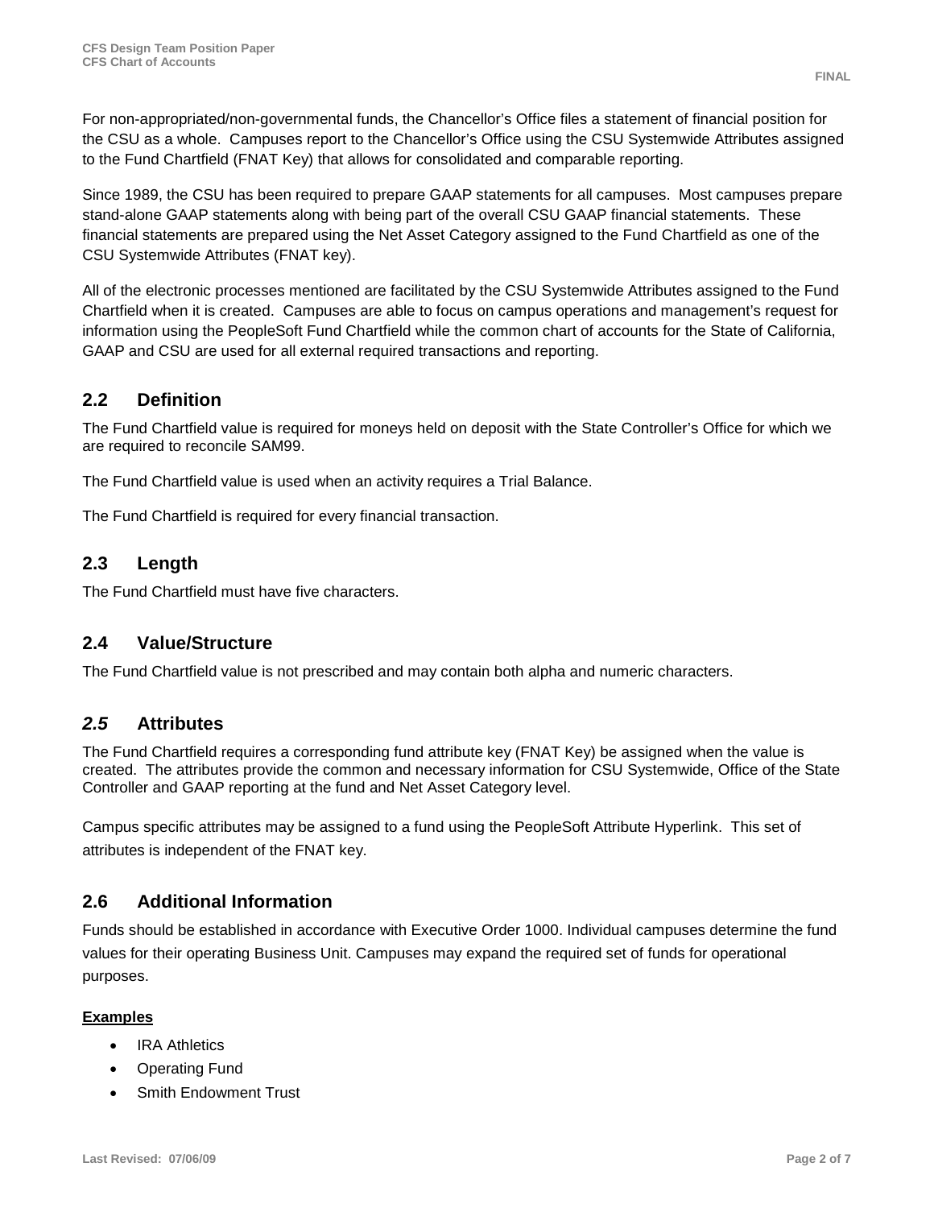For non-appropriated/non-governmental funds, the Chancellor's Office files a statement of financial position for the CSU as a whole. Campuses report to the Chancellor's Office using the CSU Systemwide Attributes assigned to the Fund Chartfield (FNAT Key) that allows for consolidated and comparable reporting.

Since 1989, the CSU has been required to prepare GAAP statements for all campuses. Most campuses prepare stand-alone GAAP statements along with being part of the overall CSU GAAP financial statements. These financial statements are prepared using the Net Asset Category assigned to the Fund Chartfield as one of the CSU Systemwide Attributes (FNAT key).

All of the electronic processes mentioned are facilitated by the CSU Systemwide Attributes assigned to the Fund Chartfield when it is created. Campuses are able to focus on campus operations and management's request for information using the PeopleSoft Fund Chartfield while the common chart of accounts for the State of California, GAAP and CSU are used for all external required transactions and reporting.

## 2.2 Definition

The Fund Chartfield value is required for moneys held on deposit with the State Controller's Office for which we are required to reconcile SAM99.

The Fund Chartfield value is used when an activity requires a Trial Balance.

The Fund Chartfield is required for every financial transaction.

## 2.3 Length

The Fund Chartfield must have five characters.

## 2.4 Value/Structure

The Fund Chartfield value is not prescribed and may contain both alpha and numeric characters.

## *2.5* Attributes

The Fund Chartfield requires a corresponding fund attribute key (FNAT Key) be assigned when the value is created. The attributes provide the common and necessary information for CSU Systemwide, Office of the State Controller and GAAP reporting at the fund and Net Asset Category level.

Campus specific attributes may be assigned to a fund using the PeopleSoft Attribute Hyperlink. This set of attributes is independent of the FNAT key.

## 2.6 Additional Information

Funds should be established in accordance with Executive Order 1000. Individual campuses determine the fund values for their operating Business Unit. Campuses may expand the required set of funds for operational purposes.

**Examples**

- IRA Athletics
- Operating Fund
- Smith Endowment Trust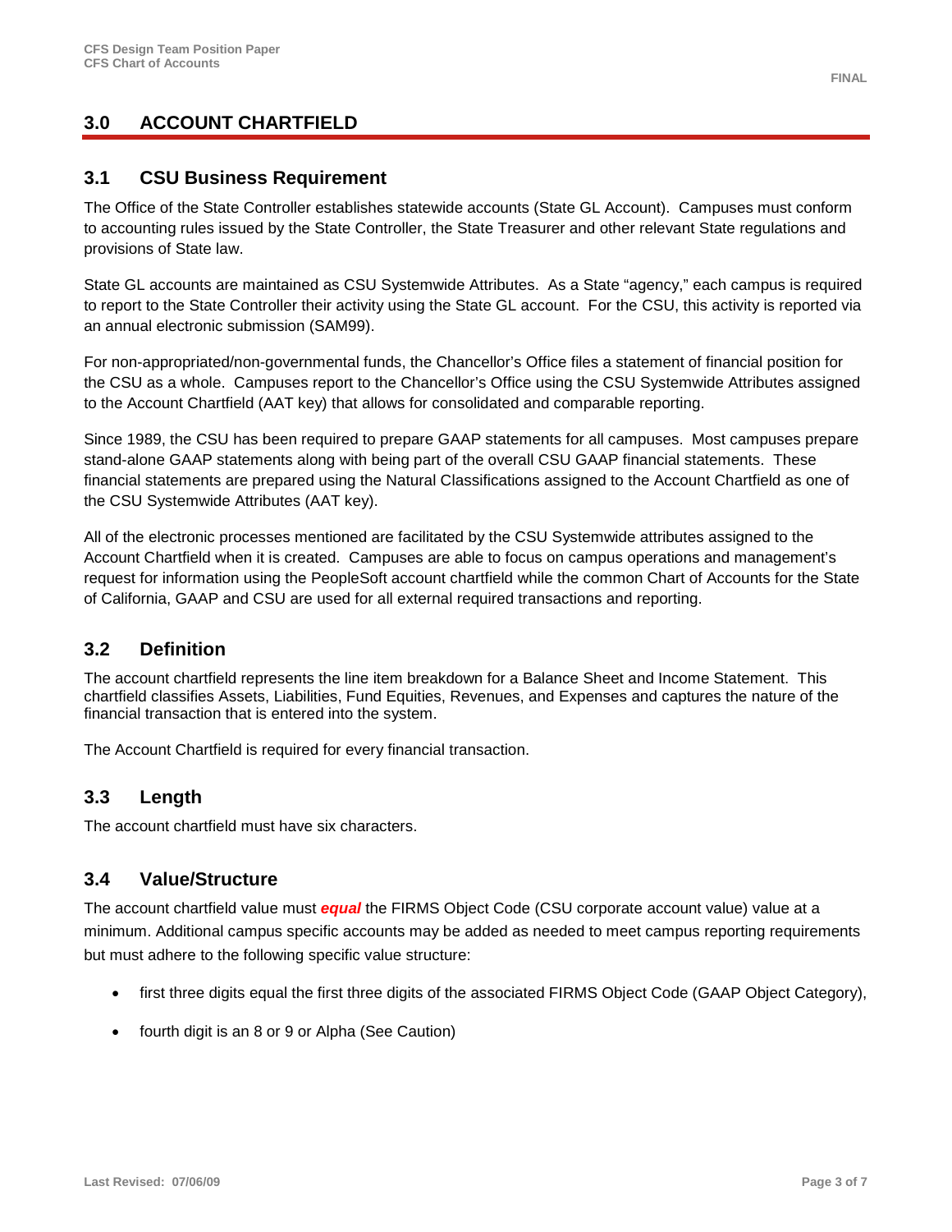## 3.0 ACCOUNT CHARTFIELD

### 3.1 CSU Business Requirement

The Office of the State Controller establishes statewide accounts (State GL Account). Campuses must conform to accounting rules issued by the State Controller, the State Treasurer and other relevant State regulations and provisions of State law.

State GL accounts are maintained as CSU Systemwide Attributes. As a State "agency," each campus is required to report to the State Controller their activity using the State GL account. For the CSU, this activity is reported via an annual electronic submission (SAM99).

For non-appropriated/non-governmental funds, the Chancellor's Office files a statement of financial position for the CSU as a whole. Campuses report to the Chancellor's Office using the CSU Systemwide Attributes assigned to the Account Chartfield (AAT key) that allows for consolidated and comparable reporting.

Since 1989, the CSU has been required to prepare GAAP statements for all campuses. Most campuses prepare stand-alone GAAP statements along with being part of the overall CSU GAAP financial statements. These financial statements are prepared using the Natural Classifications assigned to the Account Chartfield as one of the CSU Systemwide Attributes (AAT key).

All of the electronic processes mentioned are facilitated by the CSU Systemwide attributes assigned to the Account Chartfield when it is created. Campuses are able to focus on campus operations and management's request for information using the PeopleSoft account chartfield while the common Chart of Accounts for the State of California, GAAP and CSU are used for all external required transactions and reporting.

### 3.2 Definition

The account chartfield represents the line item breakdown for a Balance Sheet and Income Statement. This chartfield classifies Assets, Liabilities, Fund Equities, Revenues, and Expenses and captures the nature of the financial transaction that is entered into the system.

The Account Chartfield is required for every financial transaction.

### 3.3 Length

The account chartfield must have six characters.

### 3.4 Value/Structure

The account chartfield value must ***equal*** the FIRMS Object Code (CSU corporate account value) value at a minimum. Additional campus specific accounts may be added as needed to meet campus reporting requirements but must adhere to the following specific value structure:

- first three digits equal the first three digits of the associated FIRMS Object Code (GAAP Object Category),
- fourth digit is an 8 or 9 or Alpha (See Caution)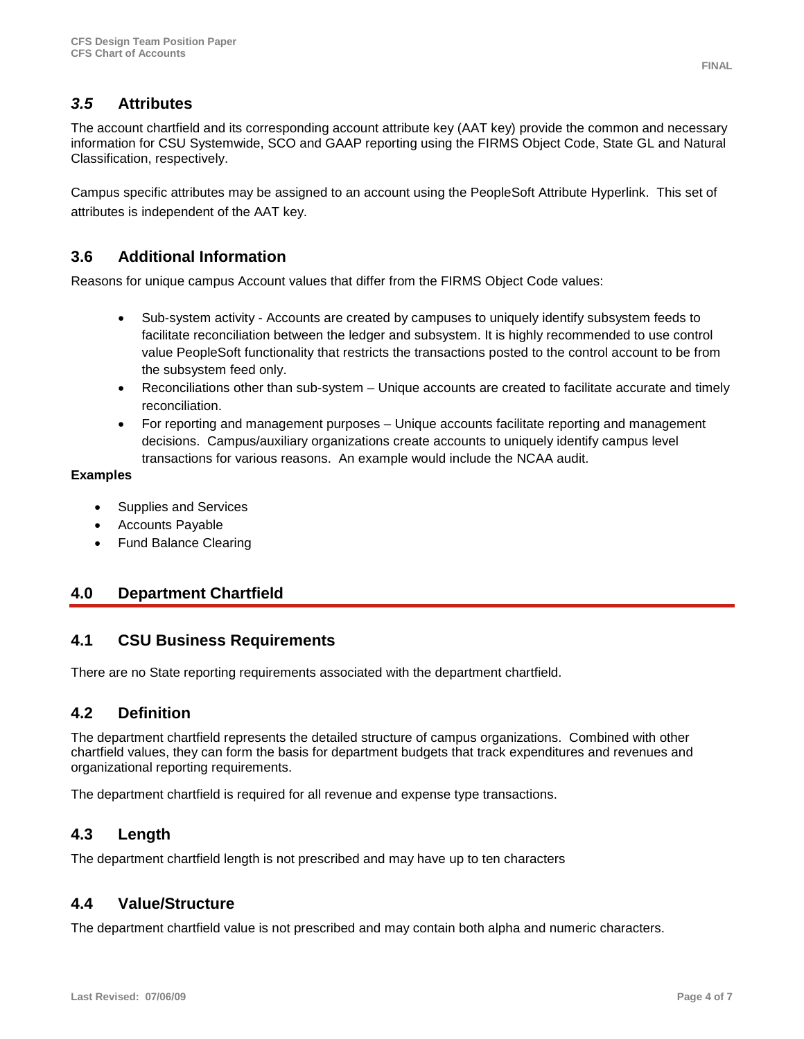## *3.5* Attributes

The account chartfield and its corresponding account attribute key (AAT key) provide the common and necessary information for CSU Systemwide, SCO and GAAP reporting using the FIRMS Object Code, State GL and Natural Classification, respectively.

Campus specific attributes may be assigned to an account using the PeopleSoft Attribute Hyperlink. This set of attributes is independent of the AAT key.

## 3.6 Additional Information

Reasons for unique campus Account values that differ from the FIRMS Object Code values:

- Sub-system activity - Accounts are created by campuses to uniquely identify subsystem feeds to facilitate reconciliation between the ledger and subsystem. It is highly recommended to use control value PeopleSoft functionality that restricts the transactions posted to the control account to be from the subsystem feed only.
- Reconciliations other than sub-system – Unique accounts are created to facilitate accurate and timely reconciliation.
- For reporting and management purposes – Unique accounts facilitate reporting and management decisions. Campus/auxiliary organizations create accounts to uniquely identify campus level transactions for various reasons. An example would include the NCAA audit.

**Examples**

- Supplies and Services
- Accounts Payable
- Fund Balance Clearing

# 4.0 Department Chartfield

## 4.1 CSU Business Requirements

There are no State reporting requirements associated with the department chartfield.

## 4.2 Definition

The department chartfield represents the detailed structure of campus organizations. Combined with other chartfield values, they can form the basis for department budgets that track expenditures and revenues and organizational reporting requirements.

The department chartfield is required for all revenue and expense type transactions.

## 4.3 Length

The department chartfield length is not prescribed and may have up to ten characters

## 4.4 Value/Structure

The department chartfield value is not prescribed and may contain both alpha and numeric characters.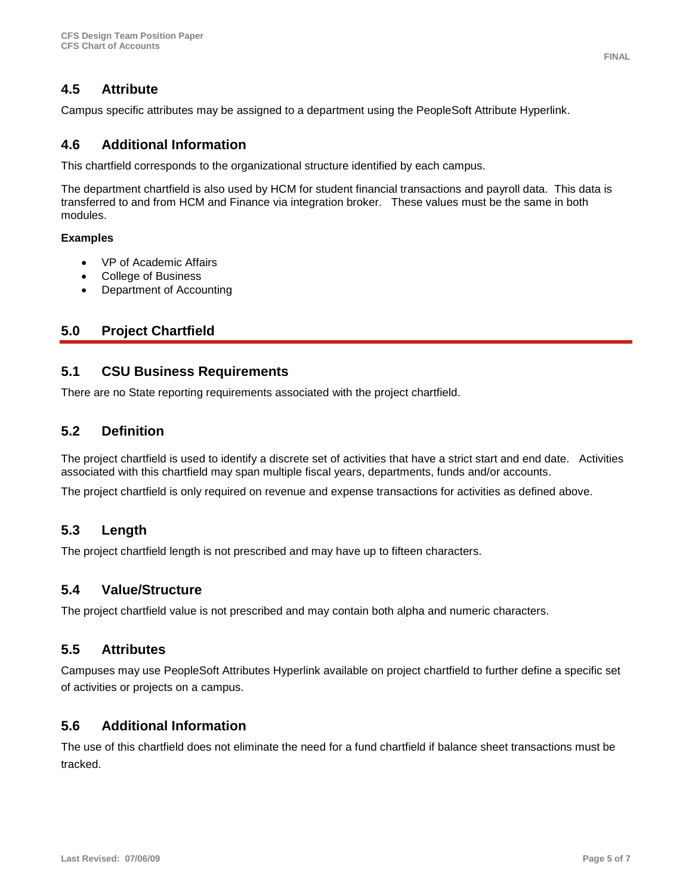## 4.5 Attribute

Campus specific attributes may be assigned to a department using the PeopleSoft Attribute Hyperlink.

## 4.6 Additional Information

This chartfield corresponds to the organizational structure identified by each campus.

The department chartfield is also used by HCM for student financial transactions and payroll data. This data is transferred to and from HCM and Finance via integration broker. These values must be the same in both modules.

**Examples**

- VP of Academic Affairs
- College of Business
- Department of Accounting

# 5.0 Project Chartfield

## 5.1 CSU Business Requirements

There are no State reporting requirements associated with the project chartfield.

## 5.2 Definition

The project chartfield is used to identify a discrete set of activities that have a strict start and end date. Activities associated with this chartfield may span multiple fiscal years, departments, funds and/or accounts.

The project chartfield is only required on revenue and expense transactions for activities as defined above.

## 5.3 Length

The project chartfield length is not prescribed and may have up to fifteen characters.

## 5.4 Value/Structure

The project chartfield value is not prescribed and may contain both alpha and numeric characters.

## 5.5 Attributes

Campuses may use PeopleSoft Attributes Hyperlink available on project chartfield to further define a specific set of activities or projects on a campus.

## 5.6 Additional Information

The use of this chartfield does not eliminate the need for a fund chartfield if balance sheet transactions must be tracked.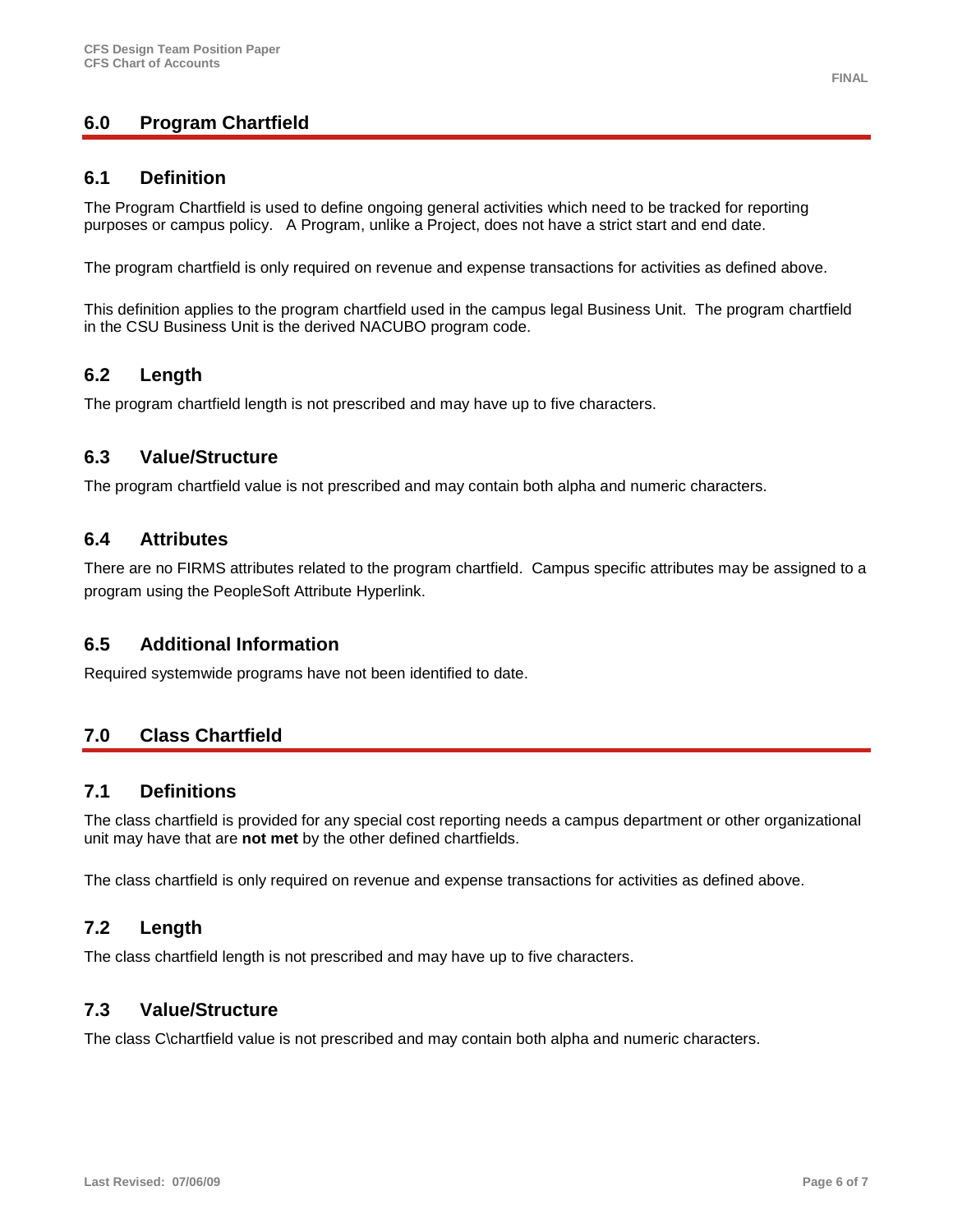## 6.0 Program Chartfield

### 6.1 Definition

The Program Chartfield is used to define ongoing general activities which need to be tracked for reporting purposes or campus policy. A Program, unlike a Project, does not have a strict start and end date.

The program chartfield is only required on revenue and expense transactions for activities as defined above.

This definition applies to the program chartfield used in the campus legal Business Unit. The program chartfield in the CSU Business Unit is the derived NACUBO program code.

### 6.2 Length

The program chartfield length is not prescribed and may have up to five characters.

### 6.3 Value/Structure

The program chartfield value is not prescribed and may contain both alpha and numeric characters.

### 6.4 Attributes

There are no FIRMS attributes related to the program chartfield. Campus specific attributes may be assigned to a program using the PeopleSoft Attribute Hyperlink.

### 6.5 Additional Information

Required systemwide programs have not been identified to date.

## 7.0 Class Chartfield

### 7.1 Definitions

The class chartfield is provided for any special cost reporting needs a campus department or other organizational unit may have that are **not met** by the other defined chartfields.

The class chartfield is only required on revenue and expense transactions for activities as defined above.

### 7.2 Length

The class chartfield length is not prescribed and may have up to five characters.

### 7.3 Value/Structure

The class C\chartfield value is not prescribed and may contain both alpha and numeric characters.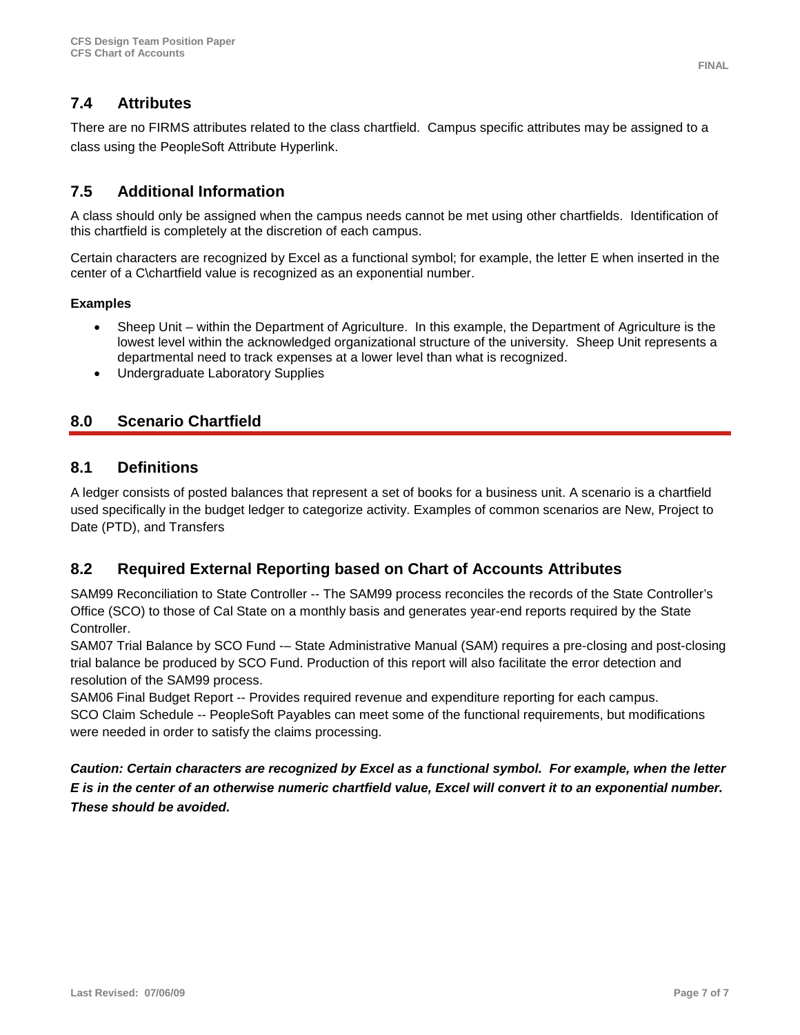## 7.4 Attributes

There are no FIRMS attributes related to the class chartfield. Campus specific attributes may be assigned to a class using the PeopleSoft Attribute Hyperlink.

## 7.5 Additional Information

A class should only be assigned when the campus needs cannot be met using other chartfields. Identification of this chartfield is completely at the discretion of each campus.

Certain characters are recognized by Excel as a functional symbol; for example, the letter E when inserted in the center of a C\chartfield value is recognized as an exponential number.

**Examples**

- Sheep Unit – within the Department of Agriculture. In this example, the Department of Agriculture is the lowest level within the acknowledged organizational structure of the university. Sheep Unit represents a departmental need to track expenses at a lower level than what is recognized.
- Undergraduate Laboratory Supplies

# 8.0 Scenario Chartfield

## 8.1 Definitions

A ledger consists of posted balances that represent a set of books for a business unit. A scenario is a chartfield used specifically in the budget ledger to categorize activity. Examples of common scenarios are New, Project to Date (PTD), and Transfers

## 8.2 Required External Reporting based on Chart of Accounts Attributes

SAM99 Reconciliation to State Controller -- The SAM99 process reconciles the records of the State Controller's Office (SCO) to those of Cal State on a monthly basis and generates year-end reports required by the State Controller.
SAM07 Trial Balance by SCO Fund -– State Administrative Manual (SAM) requires a pre-closing and post-closing trial balance be produced by SCO Fund. Production of this report will also facilitate the error detection and resolution of the SAM99 process.
SAM06 Final Budget Report -- Provides required revenue and expenditure reporting for each campus.
SCO Claim Schedule -- PeopleSoft Payables can meet some of the functional requirements, but modifications were needed in order to satisfy the claims processing.

***Caution: Certain characters are recognized by Excel as a functional symbol. For example, when the letter E is in the center of an otherwise numeric chartfield value, Excel will convert it to an exponential number. These should be avoided.***